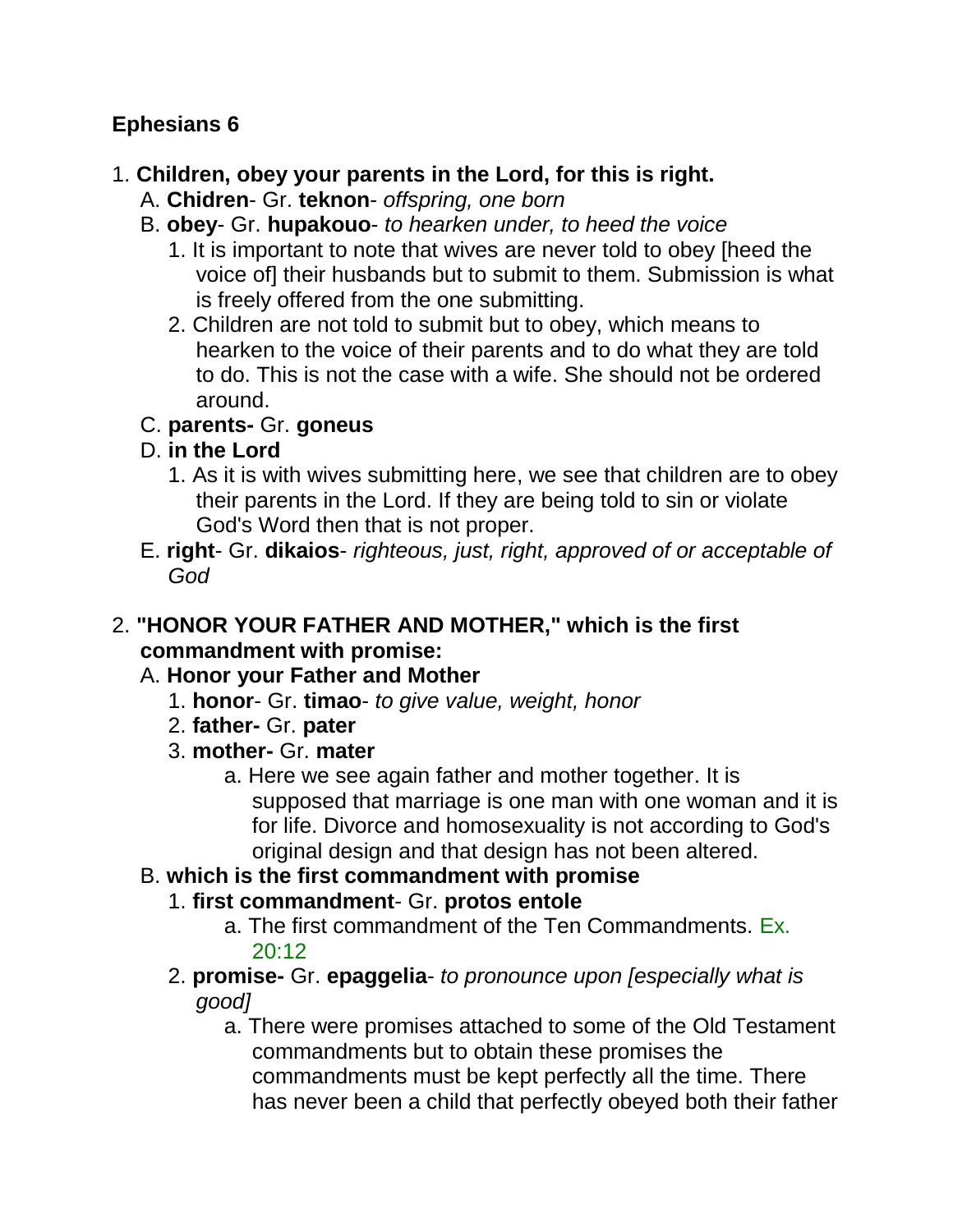## Ephesians 6

1. **Children, obey your parents in the Lord, for this is right.**
   A. **Chidren**- Gr. **teknon**- *offspring, one born*
   B. **obey**- Gr. **hupakouo**- *to hearken under, to heed the voice*
      1. It is important to note that wives are never told to obey [heed the voice of] their husbands but to submit to them. Submission is what is freely offered from the one submitting.
      2. Children are not told to submit but to obey, which means to hearken to the voice of their parents and to do what they are told to do. This is not the case with a wife. She should not be ordered around.
   C. **parents-** Gr. **goneus**
   D. **in the Lord**
      1. As it is with wives submitting here, we see that children are to obey their parents in the Lord. If they are being told to sin or violate God's Word then that is not proper.
   E. **right**- Gr. **dikaios**- *righteous, just, right, approved of or acceptable of God*

2. **"HONOR YOUR FATHER AND MOTHER," which is the first commandment with promise:**
   A. **Honor your Father and Mother**
      1. **honor**- Gr. **timao**- *to give value, weight, honor*
      2. **father-** Gr. **pater**
      3. **mother-** Gr. **mater**
         a. Here we see again father and mother together. It is supposed that marriage is one man with one woman and it is for life. Divorce and homosexuality is not according to God's original design and that design has not been altered.
   B. **which is the first commandment with promise**
      1. **first commandment**- Gr. **protos entole**
         a. The first commandment of the Ten Commandments. Ex. 20:12
      2. **promise-** Gr. **epaggelia**- *to pronounce upon [especially what is good]*
         a. There were promises attached to some of the Old Testament commandments but to obtain these promises the commandments must be kept perfectly all the time. There has never been a child that perfectly obeyed both their father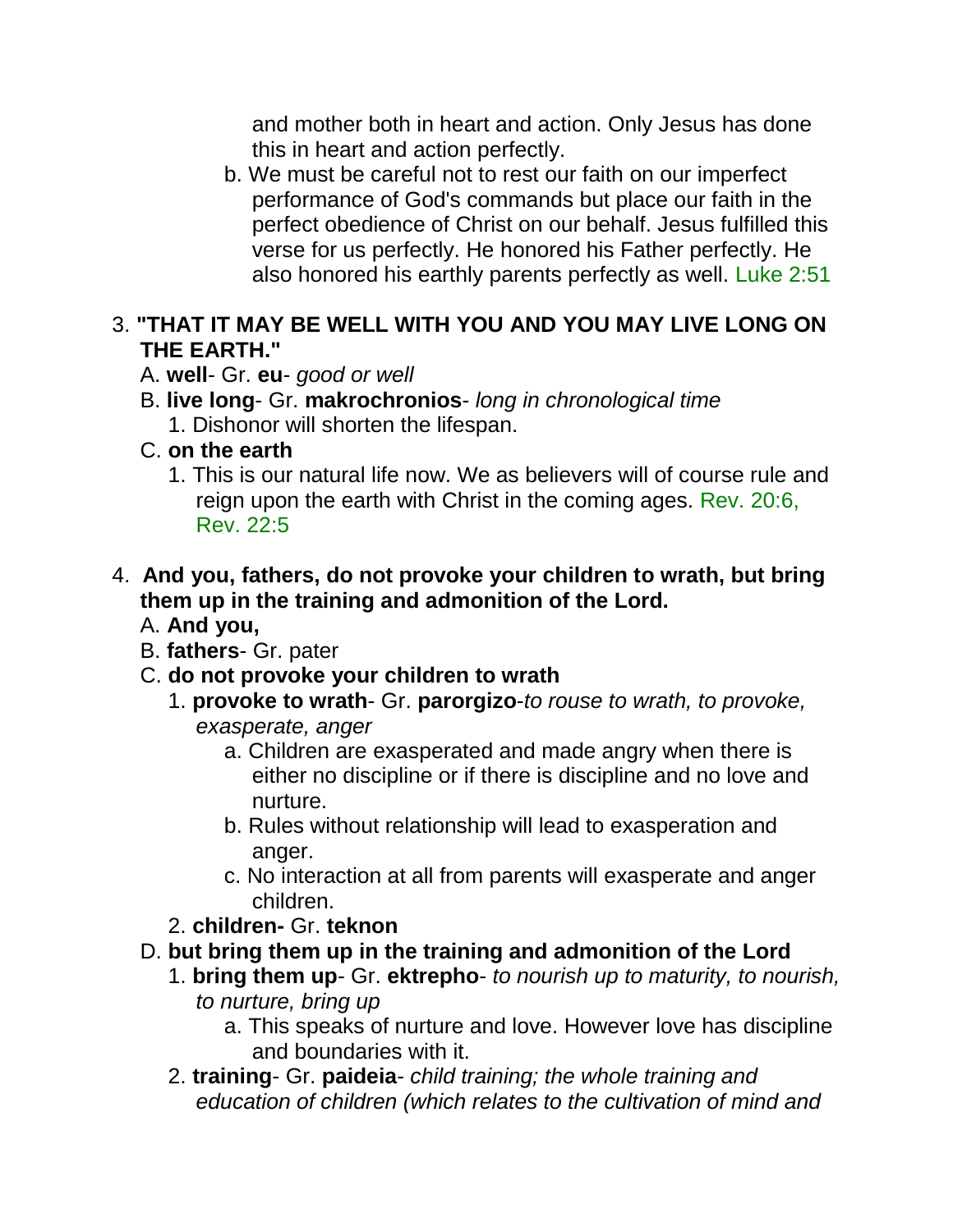and mother both in heart and action. Only Jesus has done this in heart and action perfectly.

b. We must be careful not to rest our faith on our imperfect performance of God's commands but place our faith in the perfect obedience of Christ on our behalf. Jesus fulfilled this verse for us perfectly. He honored his Father perfectly. He also honored his earthly parents perfectly as well. Luke 2:51

3. **"THAT IT MAY BE WELL WITH YOU AND YOU MAY LIVE LONG ON THE EARTH."**
   - A. **well**- Gr. **eu**- *good or well*
   - B. **live long**- Gr. **makrochronios**- *long in chronological time*
     1. Dishonor will shorten the lifespan.
   - C. **on the earth**
     1. This is our natural life now. We as believers will of course rule and reign upon the earth with Christ in the coming ages. Rev. 20:6, Rev. 22:5

4. **And you, fathers, do not provoke your children to wrath, but bring them up in the training and admonition of the Lord.**
   - A. **And you,**
   - B. **fathers**- Gr. pater
   - C. **do not provoke your children to wrath**
     1. **provoke to wrath**- Gr. **parorgizo**-*to rouse to wrath, to provoke, exasperate, anger*
        - a. Children are exasperated and made angry when there is either no discipline or if there is discipline and no love and nurture.
        - b. Rules without relationship will lead to exasperation and anger.
        - c. No interaction at all from parents will exasperate and anger children.
     2. **children-** Gr. **teknon**
   - D. **but bring them up in the training and admonition of the Lord**
     1. **bring them up**- Gr. **ektrepho**- *to nourish up to maturity, to nourish, to nurture, bring up*
        - a. This speaks of nurture and love. However love has discipline and boundaries with it.
     2. **training**- Gr. **paideia**- *child training; the whole training and education of children (which relates to the cultivation of mind and*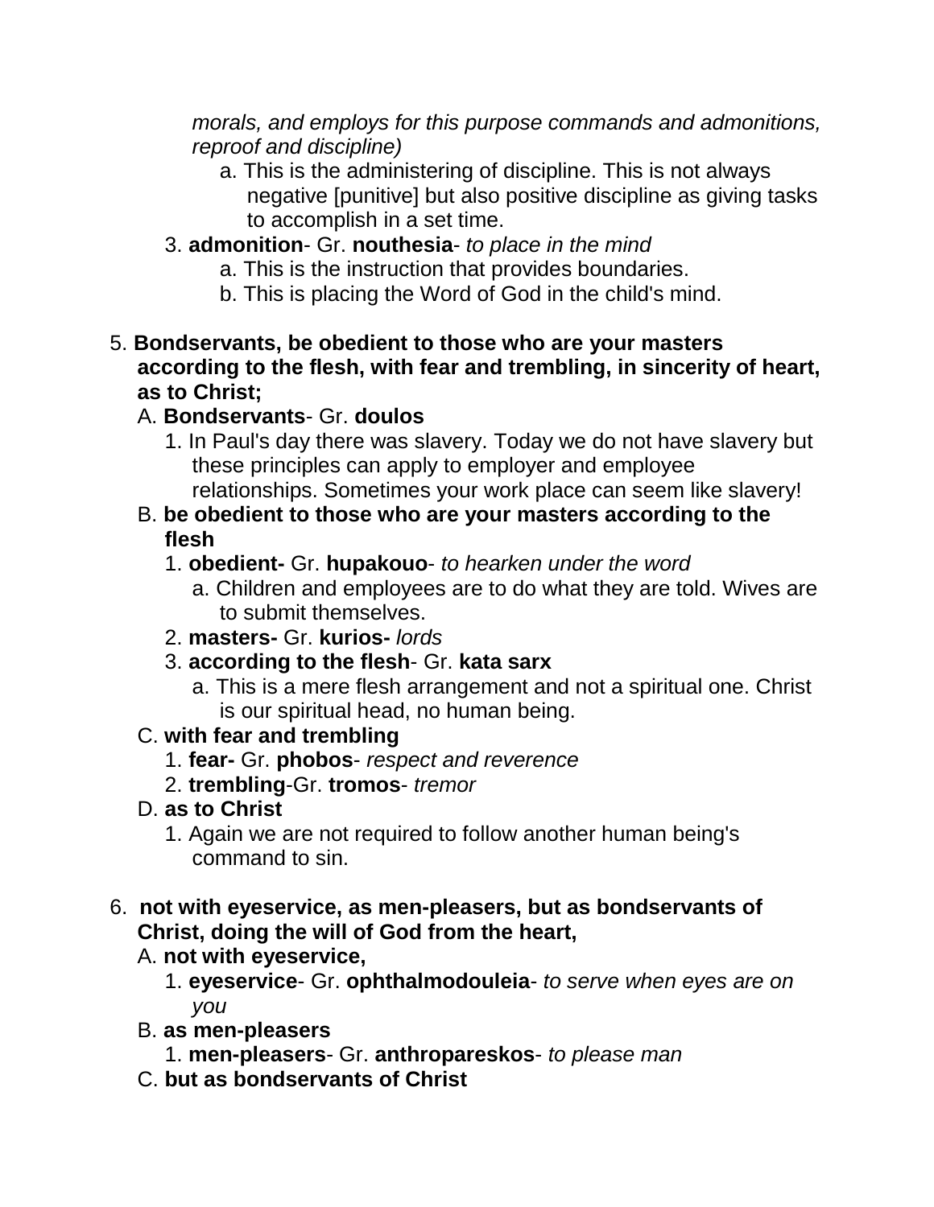*morals, and employs for this purpose commands and admonitions, reproof and discipline)*

  a. This is the administering of discipline. This is not always negative [punitive] but also positive discipline as giving tasks to accomplish in a set time.

3. **admonition**- Gr. **nouthesia**- *to place in the mind*
  a. This is the instruction that provides boundaries.
  b. This is placing the Word of God in the child's mind.

5. **Bondservants, be obedient to those who are your masters according to the flesh, with fear and trembling, in sincerity of heart, as to Christ;**

A. **Bondservants**- Gr. **doulos**

1. In Paul's day there was slavery. Today we do not have slavery but these principles can apply to employer and employee relationships. Sometimes your work place can seem like slavery!

B. **be obedient to those who are your masters according to the flesh**

1. **obedient-** Gr. **hupakouo**- *to hearken under the word*
  a. Children and employees are to do what they are told. Wives are to submit themselves.
2. **masters-** Gr. **kurios-** *lords*
3. **according to the flesh**- Gr. **kata sarx**
  a. This is a mere flesh arrangement and not a spiritual one. Christ is our spiritual head, no human being.

C. **with fear and trembling**

1. **fear-** Gr. **phobos**- *respect and reverence*
2. **trembling**-Gr. **tromos**- *tremor*

D. **as to Christ**

1. Again we are not required to follow another human being's command to sin.

6. **not with eyeservice, as men-pleasers, but as bondservants of Christ, doing the will of God from the heart,**

A. **not with eyeservice,**

1. **eyeservice**- Gr. **ophthalmodouleia**- *to serve when eyes are on you*

B. **as men-pleasers**

1. **men-pleasers**- Gr. **anthropareskos**- *to please man*

C. **but as bondservants of Christ**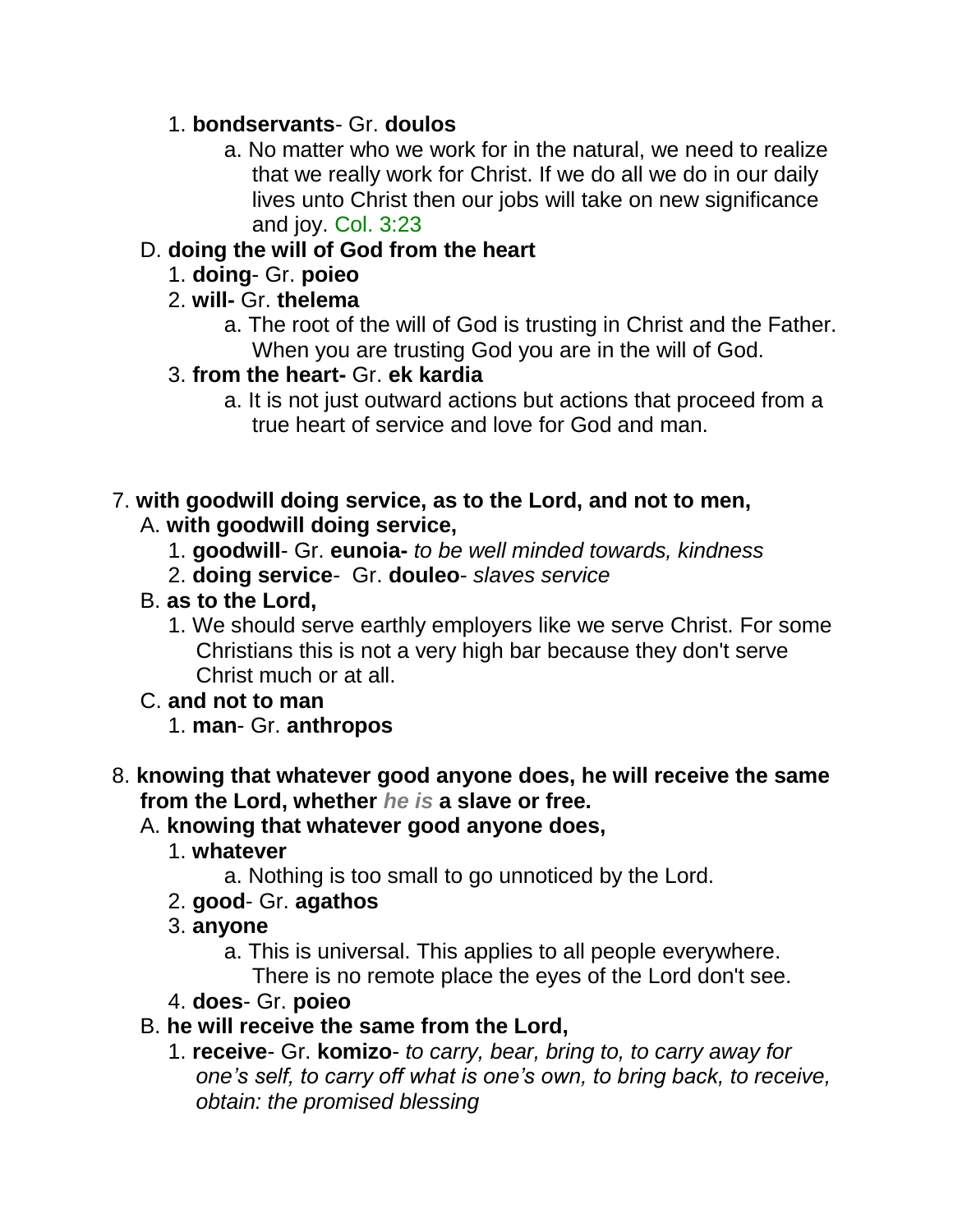1. **bondservants**- Gr. **doulos**
    a. No matter who we work for in the natural, we need to realize that we really work for Christ. If we do all we do in our daily lives unto Christ then our jobs will take on new significance and joy. Col. 3:23

D. **doing the will of God from the heart**
1. **doing**- Gr. **poieo**
2. **will-** Gr. **thelema**
    a. The root of the will of God is trusting in Christ and the Father. When you are trusting God you are in the will of God.
3. **from the heart-** Gr. **ek kardia**
    a. It is not just outward actions but actions that proceed from a true heart of service and love for God and man.

7. **with goodwill doing service, as to the Lord, and not to men,**

A. **with goodwill doing service,**
1. **goodwill**- Gr. **eunoia-** *to be well minded towards, kindness*
2. **doing service**- Gr. **douleo**- *slaves service*

B. **as to the Lord,**
1. We should serve earthly employers like we serve Christ. For some Christians this is not a very high bar because they don't serve Christ much or at all.

C. **and not to man**
1. **man**- Gr. **anthropos**

8. **knowing that whatever good anyone does, he will receive the same from the Lord, whether *he is* a slave or free.**

A. **knowing that whatever good anyone does,**
1. **whatever**
    a. Nothing is too small to go unnoticed by the Lord.
2. **good**- Gr. **agathos**
3. **anyone**
    a. This is universal. This applies to all people everywhere. There is no remote place the eyes of the Lord don't see.
4. **does**- Gr. **poieo**

B. **he will receive the same from the Lord,**
1. **receive**- Gr. **komizo**- *to carry, bear, bring to, to carry away for one's self, to carry off what is one's own, to bring back, to receive, obtain: the promised blessing*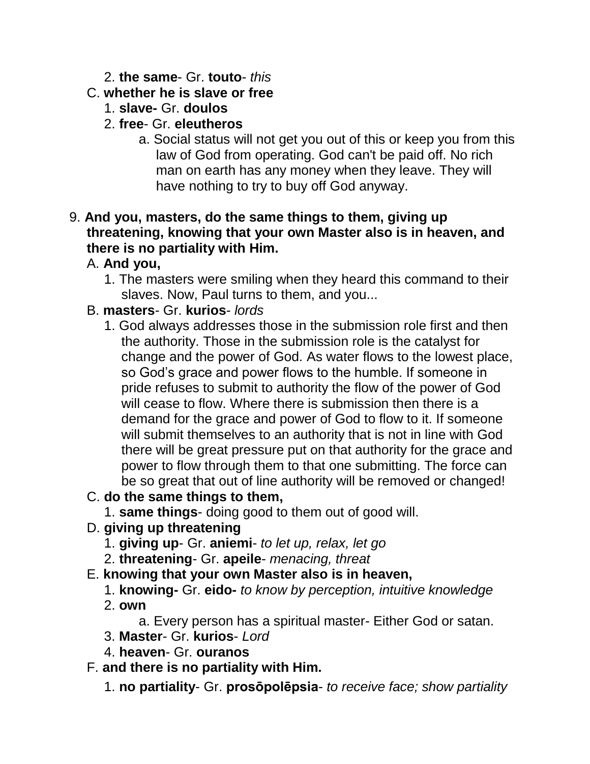2. **the same**- Gr. **touto**- *this*

C. **whether he is slave or free**
   1. **slave-** Gr. **doulos**
   2. **free**- Gr. **eleutheros**
      a. Social status will not get you out of this or keep you from this law of God from operating. God can't be paid off. No rich man on earth has any money when they leave. They will have nothing to try to buy off God anyway.

9. **And you, masters, do the same things to them, giving up threatening, knowing that your own Master also is in heaven, and there is no partiality with Him.**

A. **And you,**
   1. The masters were smiling when they heard this command to their slaves. Now, Paul turns to them, and you...

B. **masters**- Gr. **kurios**- *lords*
   1. God always addresses those in the submission role first and then the authority. Those in the submission role is the catalyst for change and the power of God. As water flows to the lowest place, so God's grace and power flows to the humble. If someone in pride refuses to submit to authority the flow of the power of God will cease to flow. Where there is submission then there is a demand for the grace and power of God to flow to it. If someone will submit themselves to an authority that is not in line with God there will be great pressure put on that authority for the grace and power to flow through them to that one submitting. The force can be so great that out of line authority will be removed or changed!

C. **do the same things to them,**
   1. **same things**- doing good to them out of good will.

D. **giving up threatening**
   1. **giving up**- Gr. **aniemi**- *to let up, relax, let go*
   2. **threatening**- Gr. **apeile**- *menacing, threat*

E. **knowing that your own Master also is in heaven,**
   1. **knowing-** Gr. **eido-** *to know by perception, intuitive knowledge*
   2. **own**
      a. Every person has a spiritual master- Either God or satan.
   3. **Master**- Gr. **kurios**- *Lord*
   4. **heaven**- Gr. **ouranos**

F. **and there is no partiality with Him.**
   1. **no partiality**- Gr. **prosōpolēpsia**- *to receive face; show partiality*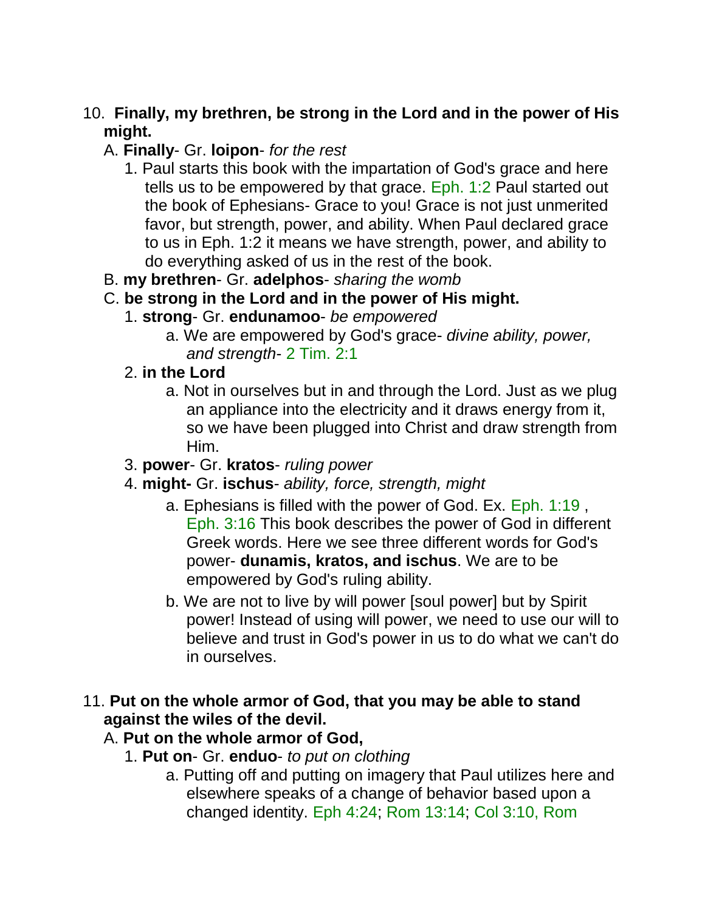10. **Finally, my brethren, be strong in the Lord and in the power of His might.**

    A. **Finally**- Gr. **loipon**- *for the rest*

    1. Paul starts this book with the impartation of God's grace and here tells us to be empowered by that grace. Eph. 1:2 Paul started out the book of Ephesians- Grace to you! Grace is not just unmerited favor, but strength, power, and ability. When Paul declared grace to us in Eph. 1:2 it means we have strength, power, and ability to do everything asked of us in the rest of the book.

    B. **my brethren**- Gr. **adelphos**- *sharing the womb*

    C. **be strong in the Lord and in the power of His might.**

    1. **strong**- Gr. **endunamoo**- *be empowered*

        a. We are empowered by God's grace- *divine ability, power, and strength*- 2 Tim. 2:1

    2. **in the Lord**

        a. Not in ourselves but in and through the Lord. Just as we plug an appliance into the electricity and it draws energy from it, so we have been plugged into Christ and draw strength from Him.

    3. **power**- Gr. **kratos**- *ruling power*

    4. **might-** Gr. **ischus**- *ability, force, strength, might*

        a. Ephesians is filled with the power of God. Ex. Eph. 1:19 , Eph. 3:16 This book describes the power of God in different Greek words. Here we see three different words for God's power- **dunamis, kratos, and ischus**. We are to be empowered by God's ruling ability.

        b. We are not to live by will power [soul power] but by Spirit power! Instead of using will power, we need to use our will to believe and trust in God's power in us to do what we can't do in ourselves.

11. **Put on the whole armor of God, that you may be able to stand against the wiles of the devil.**

    A. **Put on the whole armor of God,**

    1. **Put on**- Gr. **enduo**- *to put on clothing*

        a. Putting off and putting on imagery that Paul utilizes here and elsewhere speaks of a change of behavior based upon a changed identity. Eph 4:24; Rom 13:14; Col 3:10, Rom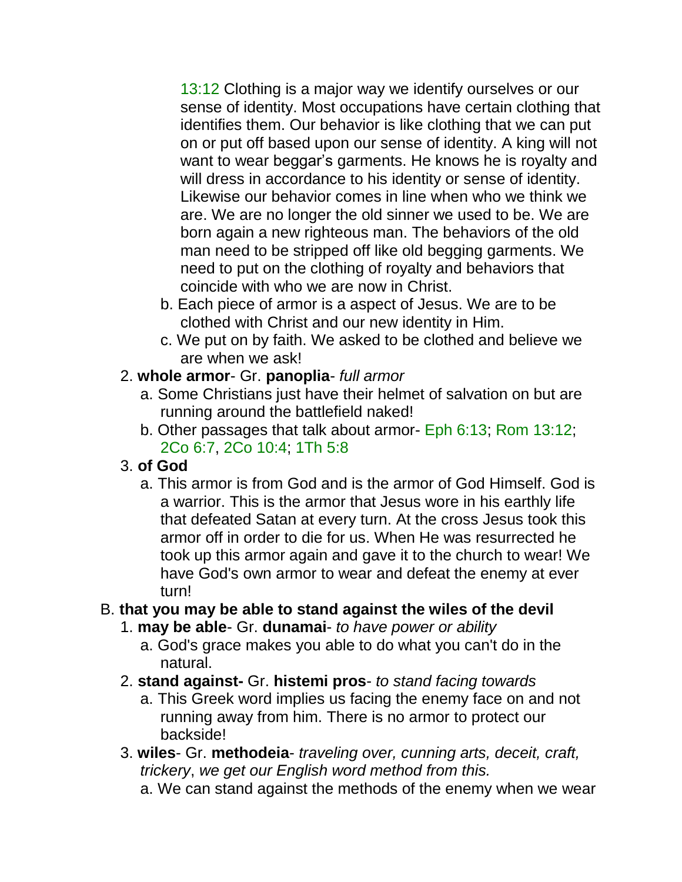13:12 Clothing is a major way we identify ourselves or our sense of identity. Most occupations have certain clothing that identifies them. Our behavior is like clothing that we can put on or put off based upon our sense of identity. A king will not want to wear beggar's garments. He knows he is royalty and will dress in accordance to his identity or sense of identity. Likewise our behavior comes in line when who we think we are. We are no longer the old sinner we used to be. We are born again a new righteous man. The behaviors of the old man need to be stripped off like old begging garments. We need to put on the clothing of royalty and behaviors that coincide with who we are now in Christ.

b. Each piece of armor is a aspect of Jesus. We are to be clothed with Christ and our new identity in Him.

c. We put on by faith. We asked to be clothed and believe we are when we ask!

2. **whole armor**- Gr. **panoplia**- *full armor*
   a. Some Christians just have their helmet of salvation on but are running around the battlefield naked!
   b. Other passages that talk about armor- Eph 6:13; Rom 13:12; 2Co 6:7, 2Co 10:4; 1Th 5:8

3. **of God**
   a. This armor is from God and is the armor of God Himself. God is a warrior. This is the armor that Jesus wore in his earthly life that defeated Satan at every turn. At the cross Jesus took this armor off in order to die for us. When He was resurrected he took up this armor again and gave it to the church to wear! We have God's own armor to wear and defeat the enemy at ever turn!

B. **that you may be able to stand against the wiles of the devil**

1. **may be able**- Gr. **dunamai**- *to have power or ability*
   a. God's grace makes you able to do what you can't do in the natural.

2. **stand against-** Gr. **histemi pros**- *to stand facing towards*
   a. This Greek word implies us facing the enemy face on and not running away from him. There is no armor to protect our backside!

3. **wiles**- Gr. **methodeia**- *traveling over, cunning arts, deceit, craft, trickery*, *we get our English word method from this.*
   a. We can stand against the methods of the enemy when we wear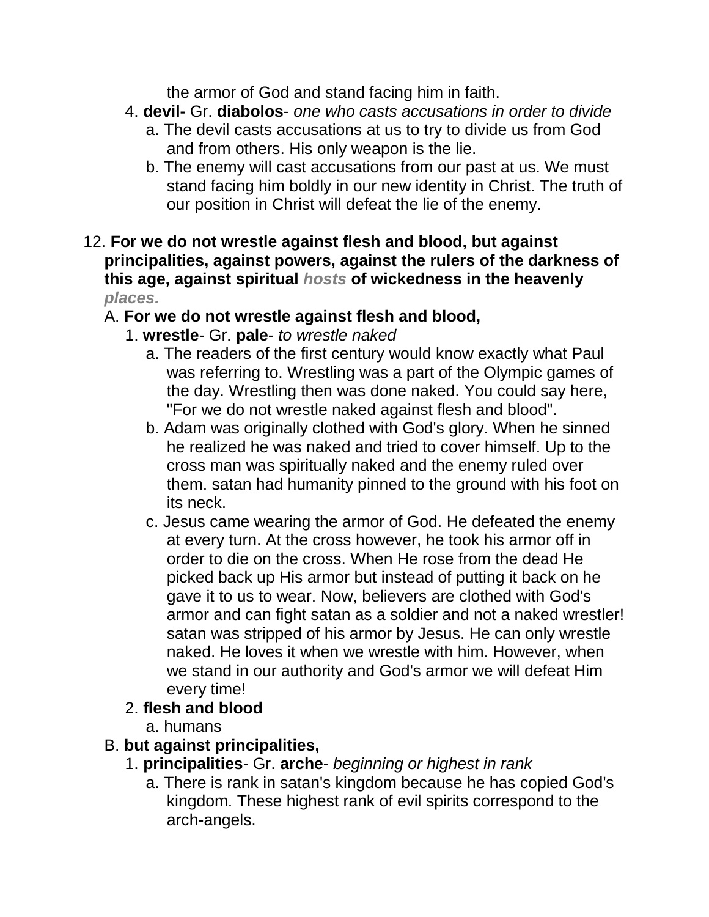the armor of God and stand facing him in faith.

4. **devil-** Gr. **diabolos**- *one who casts accusations in order to divide*
   a. The devil casts accusations at us to try to divide us from God and from others. His only weapon is the lie.
   b. The enemy will cast accusations from our past at us. We must stand facing him boldly in our new identity in Christ. The truth of our position in Christ will defeat the lie of the enemy.

12. **For we do not wrestle against flesh and blood, but against principalities, against powers, against the rulers of the darkness of this age, against spiritual *hosts* of wickedness in the heavenly *places.***

A. **For we do not wrestle against flesh and blood,**

1. **wrestle**- Gr. **pale**- *to wrestle naked*
   a. The readers of the first century would know exactly what Paul was referring to. Wrestling was a part of the Olympic games of the day. Wrestling then was done naked. You could say here, "For we do not wrestle naked against flesh and blood".
   b. Adam was originally clothed with God's glory. When he sinned he realized he was naked and tried to cover himself. Up to the cross man was spiritually naked and the enemy ruled over them. satan had humanity pinned to the ground with his foot on its neck.
   c. Jesus came wearing the armor of God. He defeated the enemy at every turn. At the cross however, he took his armor off in order to die on the cross. When He rose from the dead He picked back up His armor but instead of putting it back on he gave it to us to wear. Now, believers are clothed with God's armor and can fight satan as a soldier and not a naked wrestler! satan was stripped of his armor by Jesus. He can only wrestle naked. He loves it when we wrestle with him. However, when we stand in our authority and God's armor we will defeat Him every time!
2. **flesh and blood**
   a. humans

B. **but against principalities,**

1. **principalities**- Gr. **arche**- *beginning or highest in rank*
   a. There is rank in satan's kingdom because he has copied God's kingdom. These highest rank of evil spirits correspond to the arch-angels.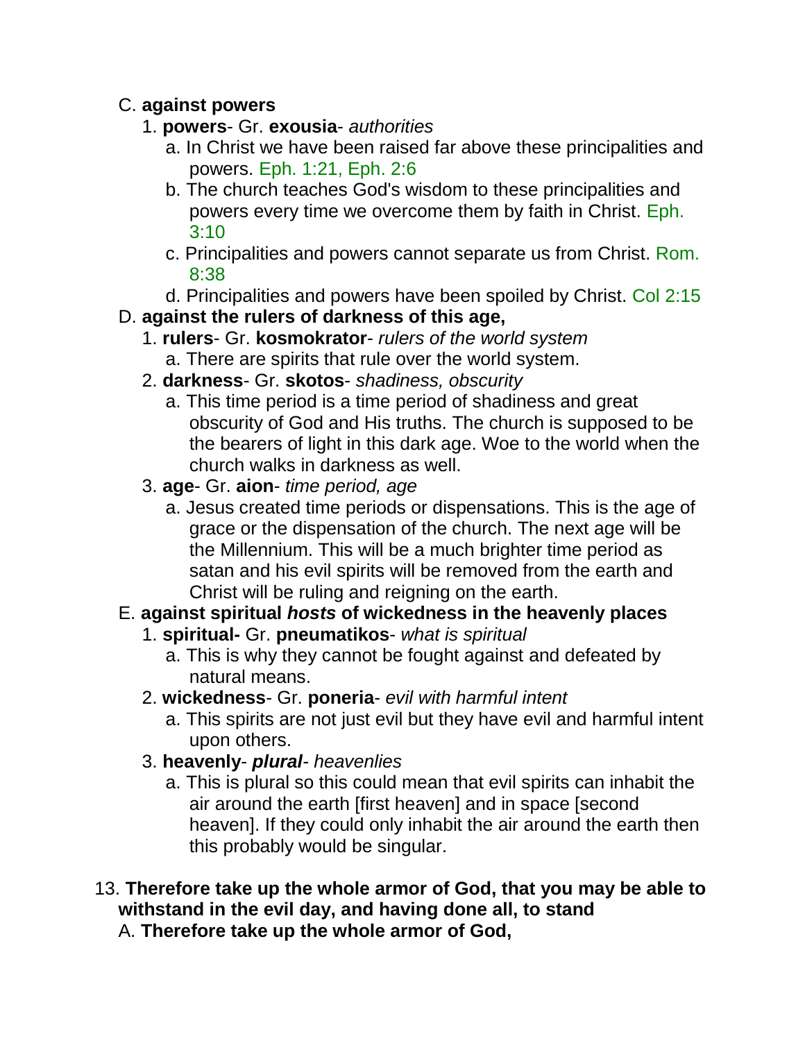C. **against powers**

1. **powers**- Gr. **exousia**- *authorities*
   a. In Christ we have been raised far above these principalities and powers. Eph. 1:21, Eph. 2:6
   b. The church teaches God's wisdom to these principalities and powers every time we overcome them by faith in Christ. Eph. 3:10
   c. Principalities and powers cannot separate us from Christ. Rom. 8:38
   d. Principalities and powers have been spoiled by Christ. Col 2:15

D. **against the rulers of darkness of this age,**

1. **rulers**- Gr. **kosmokrator**- *rulers of the world system*
   a. There are spirits that rule over the world system.
2. **darkness**- Gr. **skotos**- *shadiness, obscurity*
   a. This time period is a time period of shadiness and great obscurity of God and His truths. The church is supposed to be the bearers of light in this dark age. Woe to the world when the church walks in darkness as well.
3. **age**- Gr. **aion**- *time period, age*
   a. Jesus created time periods or dispensations. This is the age of grace or the dispensation of the church. The next age will be the Millennium. This will be a much brighter time period as satan and his evil spirits will be removed from the earth and Christ will be ruling and reigning on the earth.

E. **against spiritual *hosts* of wickedness in the heavenly places**

1. **spiritual-** Gr. **pneumatikos**- *what is spiritual*
   a. This is why they cannot be fought against and defeated by natural means.
2. **wickedness**- Gr. **poneria**- *evil with harmful intent*
   a. This spirits are not just evil but they have evil and harmful intent upon others.
3. **heavenly**- ***plural***- *heavenlies*
   a. This is plural so this could mean that evil spirits can inhabit the air around the earth [first heaven] and in space [second heaven]. If they could only inhabit the air around the earth then this probably would be singular.

13. **Therefore take up the whole armor of God, that you may be able to withstand in the evil day, and having done all, to stand**

A. **Therefore take up the whole armor of God,**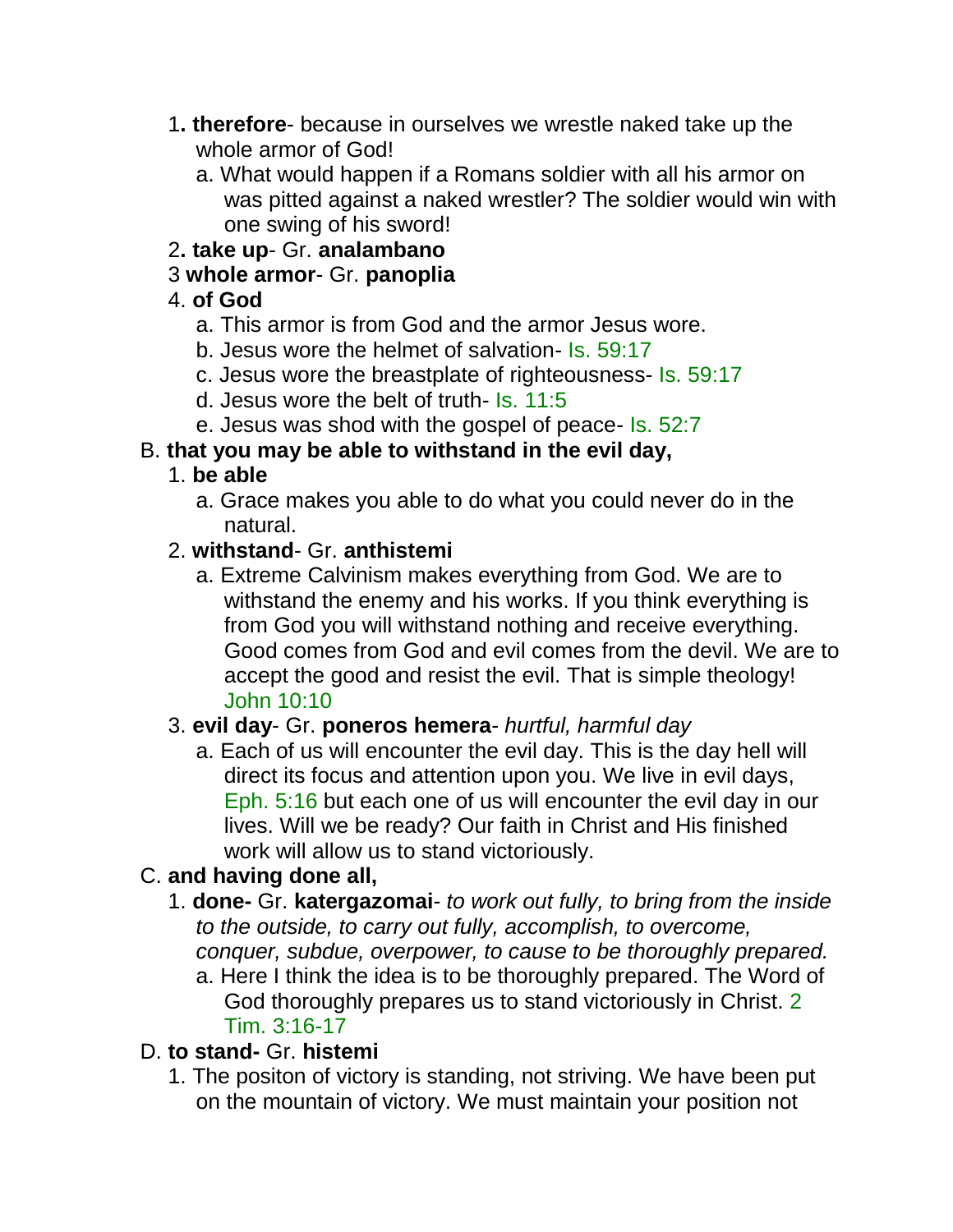1**. therefore**- because in ourselves we wrestle naked take up the whole armor of God!

   a. What would happen if a Romans soldier with all his armor on was pitted against a naked wrestler? The soldier would win with one swing of his sword!

2**. take up**- Gr. **analambano**

3 **whole armor**- Gr. **panoplia**

4. **of God**

   a. This armor is from God and the armor Jesus wore.

   b. Jesus wore the helmet of salvation- Is. 59:17

   c. Jesus wore the breastplate of righteousness- Is. 59:17

   d. Jesus wore the belt of truth- Is. 11:5

   e. Jesus was shod with the gospel of peace- Is. 52:7

B. **that you may be able to withstand in the evil day,**

1. **be able**

   a. Grace makes you able to do what you could never do in the natural.

2. **withstand**- Gr. **anthistemi**

   a. Extreme Calvinism makes everything from God. We are to withstand the enemy and his works. If you think everything is from God you will withstand nothing and receive everything. Good comes from God and evil comes from the devil. We are to accept the good and resist the evil. That is simple theology! John 10:10

3. **evil day**- Gr. **poneros hemera**- *hurtful, harmful day*

   a. Each of us will encounter the evil day. This is the day hell will direct its focus and attention upon you. We live in evil days, Eph. 5:16 but each one of us will encounter the evil day in our lives. Will we be ready? Our faith in Christ and His finished work will allow us to stand victoriously.

C. **and having done all,**

1. **done-** Gr. **katergazomai**- *to work out fully, to bring from the inside to the outside, to carry out fully, accomplish, to overcome, conquer, subdue, overpower, to cause to be thoroughly prepared.*

   a. Here I think the idea is to be thoroughly prepared. The Word of God thoroughly prepares us to stand victoriously in Christ. 2 Tim. 3:16-17

D. **to stand-** Gr. **histemi**

1. The positon of victory is standing, not striving. We have been put on the mountain of victory. We must maintain your position not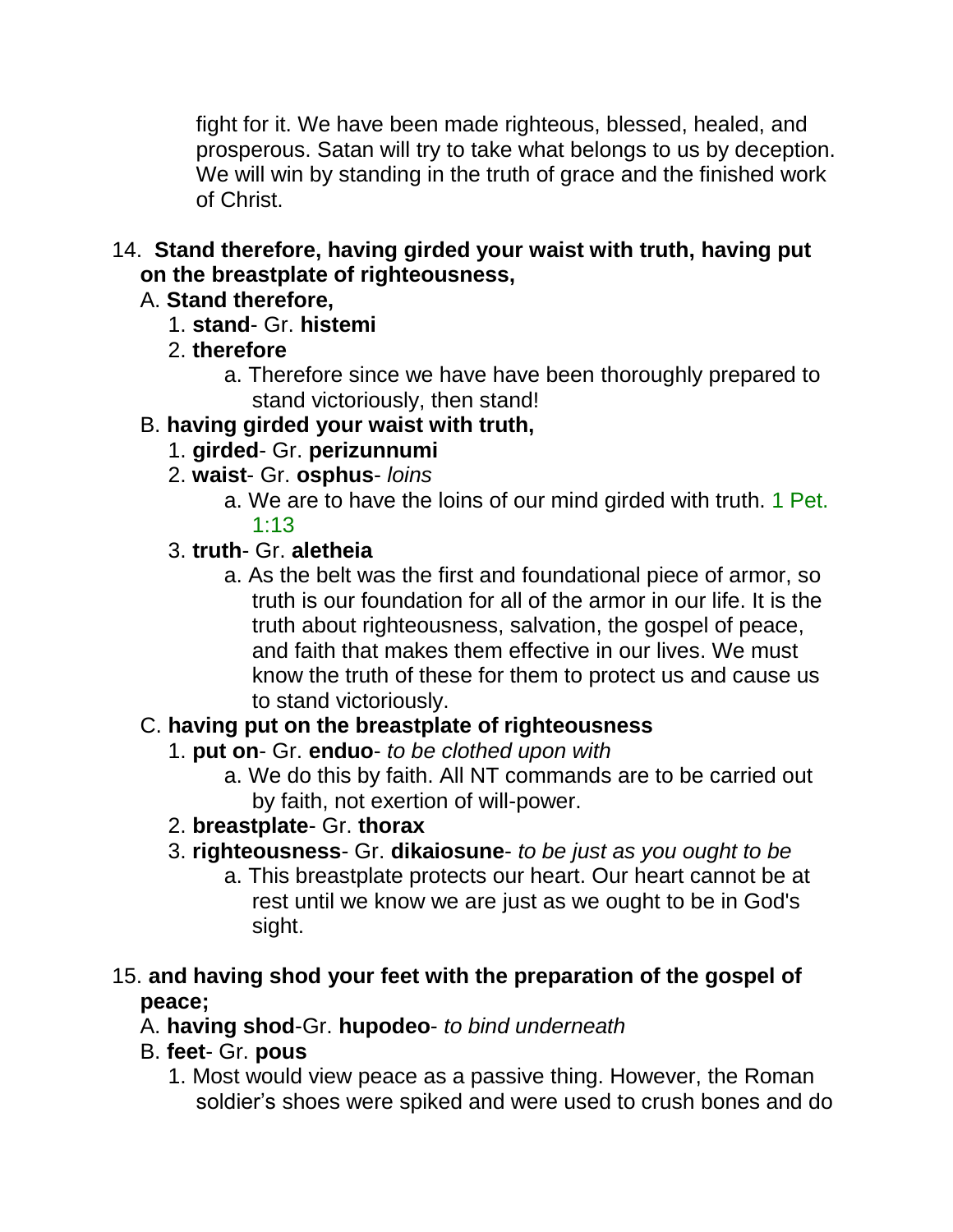fight for it. We have been made righteous, blessed, healed, and prosperous. Satan will try to take what belongs to us by deception. We will win by standing in the truth of grace and the finished work of Christ.

14. **Stand therefore, having girded your waist with truth, having put on the breastplate of righteousness,**

   A. **Stand therefore,**

      1. **stand**- Gr. **histemi**

      2. **therefore**

         a. Therefore since we have have been thoroughly prepared to stand victoriously, then stand!

   B. **having girded your waist with truth,**

      1. **girded**- Gr. **perizunnumi**

      2. **waist**- Gr. **osphus**- *loins*

         a. We are to have the loins of our mind girded with truth. 1 Pet. 1:13

      3. **truth**- Gr. **aletheia**

         a. As the belt was the first and foundational piece of armor, so truth is our foundation for all of the armor in our life. It is the truth about righteousness, salvation, the gospel of peace, and faith that makes them effective in our lives. We must know the truth of these for them to protect us and cause us to stand victoriously.

   C. **having put on the breastplate of righteousness**

      1. **put on**- Gr. **enduo**- *to be clothed upon with*

         a. We do this by faith. All NT commands are to be carried out by faith, not exertion of will-power.

      2. **breastplate**- Gr. **thorax**

      3. **righteousness**- Gr. **dikaiosune**- *to be just as you ought to be*

         a. This breastplate protects our heart. Our heart cannot be at rest until we know we are just as we ought to be in God's sight.

15. **and having shod your feet with the preparation of the gospel of peace;**

   A. **having shod**-Gr. **hupodeo**- *to bind underneath*

   B. **feet**- Gr. **pous**

      1. Most would view peace as a passive thing. However, the Roman soldier's shoes were spiked and were used to crush bones and do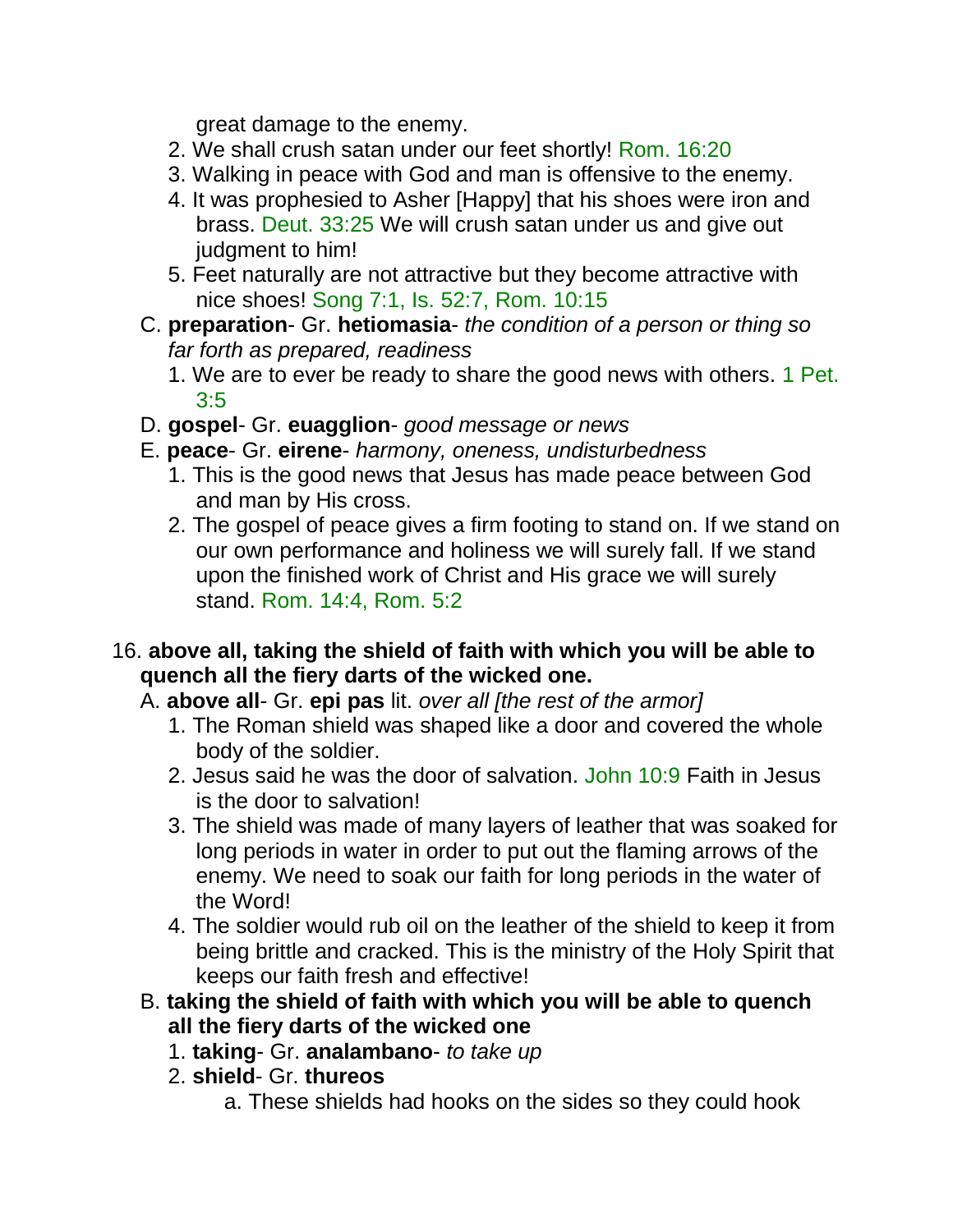great damage to the enemy.

2. We shall crush satan under our feet shortly! Rom. 16:20
3. Walking in peace with God and man is offensive to the enemy.
4. It was prophesied to Asher [Happy] that his shoes were iron and brass. Deut. 33:25 We will crush satan under us and give out judgment to him!
5. Feet naturally are not attractive but they become attractive with nice shoes! Song 7:1, Is. 52:7, Rom. 10:15

C. **preparation**- Gr. **hetiomasia**- *the condition of a person or thing so far forth as prepared, readiness*

1. We are to ever be ready to share the good news with others. 1 Pet. 3:5

D. **gospel**- Gr. **euagglion**- *good message or news*

E. **peace**- Gr. **eirene**- *harmony, oneness, undisturbedness*

1. This is the good news that Jesus has made peace between God and man by His cross.
2. The gospel of peace gives a firm footing to stand on. If we stand on our own performance and holiness we will surely fall. If we stand upon the finished work of Christ and His grace we will surely stand. Rom. 14:4, Rom. 5:2

16. **above all, taking the shield of faith with which you will be able to quench all the fiery darts of the wicked one.**

A. **above all**- Gr. **epi pas** lit. *over all [the rest of the armor]*

1. The Roman shield was shaped like a door and covered the whole body of the soldier.
2. Jesus said he was the door of salvation. John 10:9 Faith in Jesus is the door to salvation!
3. The shield was made of many layers of leather that was soaked for long periods in water in order to put out the flaming arrows of the enemy. We need to soak our faith for long periods in the water of the Word!
4. The soldier would rub oil on the leather of the shield to keep it from being brittle and cracked. This is the ministry of the Holy Spirit that keeps our faith fresh and effective!

B. **taking the shield of faith with which you will be able to quench all the fiery darts of the wicked one**

1. **taking**- Gr. **analambano**- *to take up*
2. **shield**- Gr. **thureos**

a. These shields had hooks on the sides so they could hook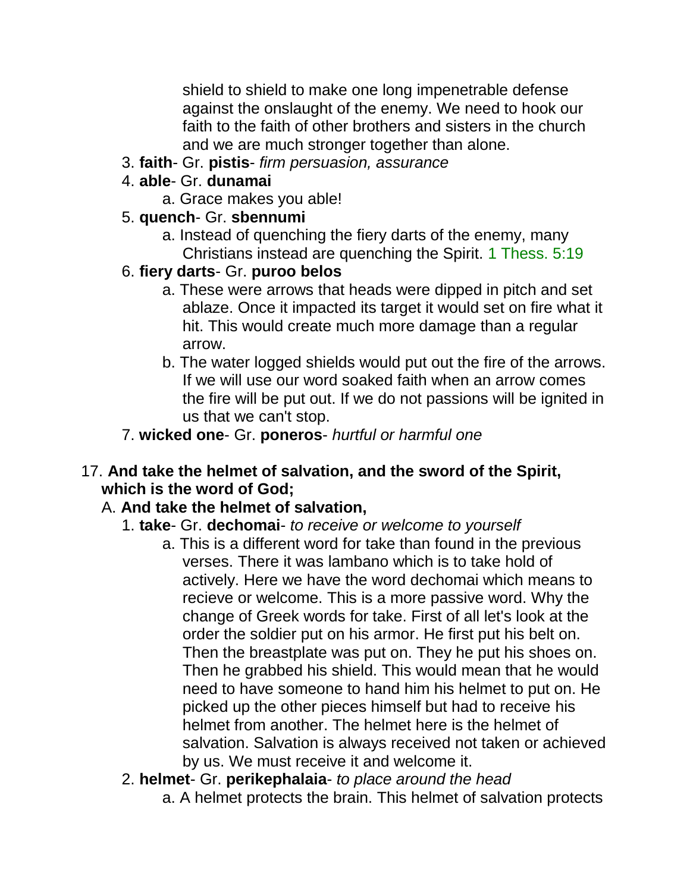shield to shield to make one long impenetrable defense against the onslaught of the enemy. We need to hook our faith to the faith of other brothers and sisters in the church and we are much stronger together than alone.

3. **faith**- Gr. **pistis**- *firm persuasion, assurance*
4. **able**- Gr. **dunamai**
   a. Grace makes you able!
5. **quench**- Gr. **sbennumi**
   a. Instead of quenching the fiery darts of the enemy, many Christians instead are quenching the Spirit. 1 Thess. 5:19
6. **fiery darts**- Gr. **puroo belos**
   a. These were arrows that heads were dipped in pitch and set ablaze. Once it impacted its target it would set on fire what it hit. This would create much more damage than a regular arrow.
   b. The water logged shields would put out the fire of the arrows. If we will use our word soaked faith when an arrow comes the fire will be put out. If we do not passions will be ignited in us that we can't stop.
7. **wicked one**- Gr. **poneros**- *hurtful or harmful one*

17. **And take the helmet of salvation, and the sword of the Spirit, which is the word of God;**

A. **And take the helmet of salvation,**

1. **take**- Gr. **dechomai**- *to receive or welcome to yourself*
   a. This is a different word for take than found in the previous verses. There it was lambano which is to take hold of actively. Here we have the word dechomai which means to recieve or welcome. This is a more passive word. Why the change of Greek words for take. First of all let's look at the order the soldier put on his armor. He first put his belt on. Then the breastplate was put on. They he put his shoes on. Then he grabbed his shield. This would mean that he would need to have someone to hand him his helmet to put on. He picked up the other pieces himself but had to receive his helmet from another. The helmet here is the helmet of salvation. Salvation is always received not taken or achieved by us. We must receive it and welcome it.
2. **helmet**- Gr. **perikephalaia**- *to place around the head*
   a. A helmet protects the brain. This helmet of salvation protects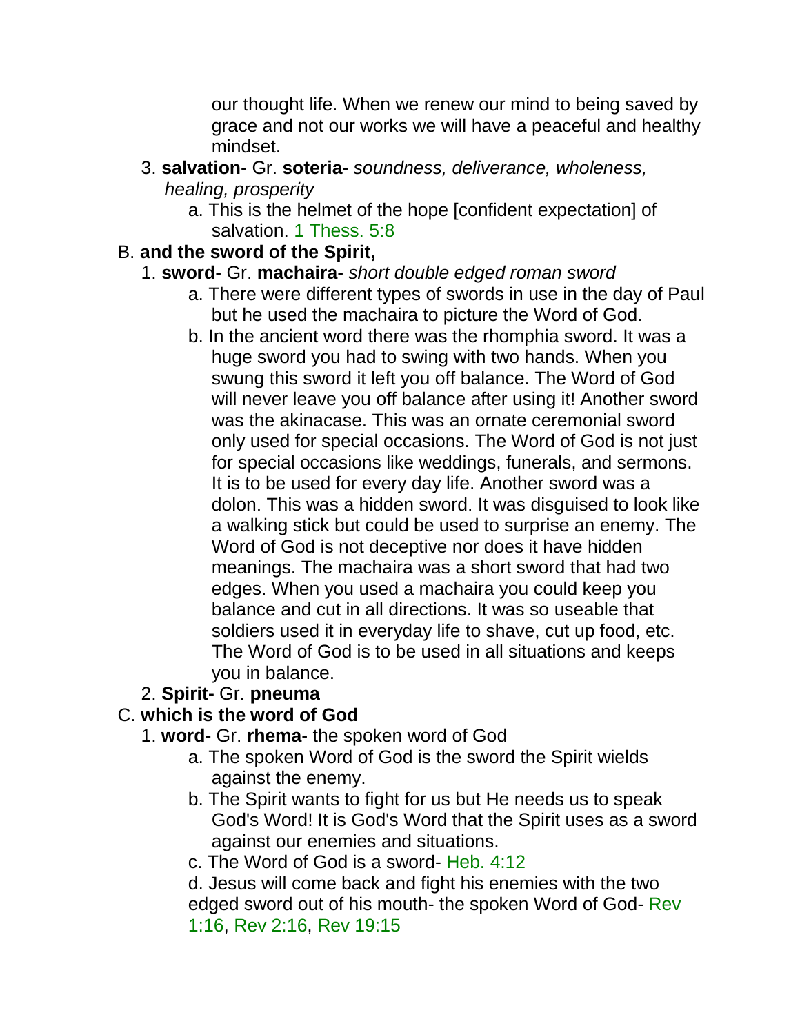our thought life. When we renew our mind to being saved by grace and not our works we will have a peaceful and healthy mindset.

3. **salvation**- Gr. **soteria**- *soundness, deliverance, wholeness, healing, prosperity*
    a. This is the helmet of the hope [confident expectation] of salvation. 1 Thess. 5:8

B. **and the sword of the Spirit,**

1. **sword**- Gr. **machaira**- *short double edged roman sword*
    a. There were different types of swords in use in the day of Paul but he used the machaira to picture the Word of God.
    b. In the ancient word there was the rhomphia sword. It was a huge sword you had to swing with two hands. When you swung this sword it left you off balance. The Word of God will never leave you off balance after using it! Another sword was the akinacase. This was an ornate ceremonial sword only used for special occasions. The Word of God is not just for special occasions like weddings, funerals, and sermons. It is to be used for every day life. Another sword was a dolon. This was a hidden sword. It was disguised to look like a walking stick but could be used to surprise an enemy. The Word of God is not deceptive nor does it have hidden meanings. The machaira was a short sword that had two edges. When you used a machaira you could keep you balance and cut in all directions. It was so useable that soldiers used it in everyday life to shave, cut up food, etc. The Word of God is to be used in all situations and keeps you in balance.
2. **Spirit-** Gr. **pneuma**

C. **which is the word of God**

1. **word**- Gr. **rhema**- the spoken word of God
    a. The spoken Word of God is the sword the Spirit wields against the enemy.
    b. The Spirit wants to fight for us but He needs us to speak God's Word! It is God's Word that the Spirit uses as a sword against our enemies and situations.
    c. The Word of God is a sword- Heb. 4:12
    d. Jesus will come back and fight his enemies with the two edged sword out of his mouth- the spoken Word of God- Rev 1:16, Rev 2:16, Rev 19:15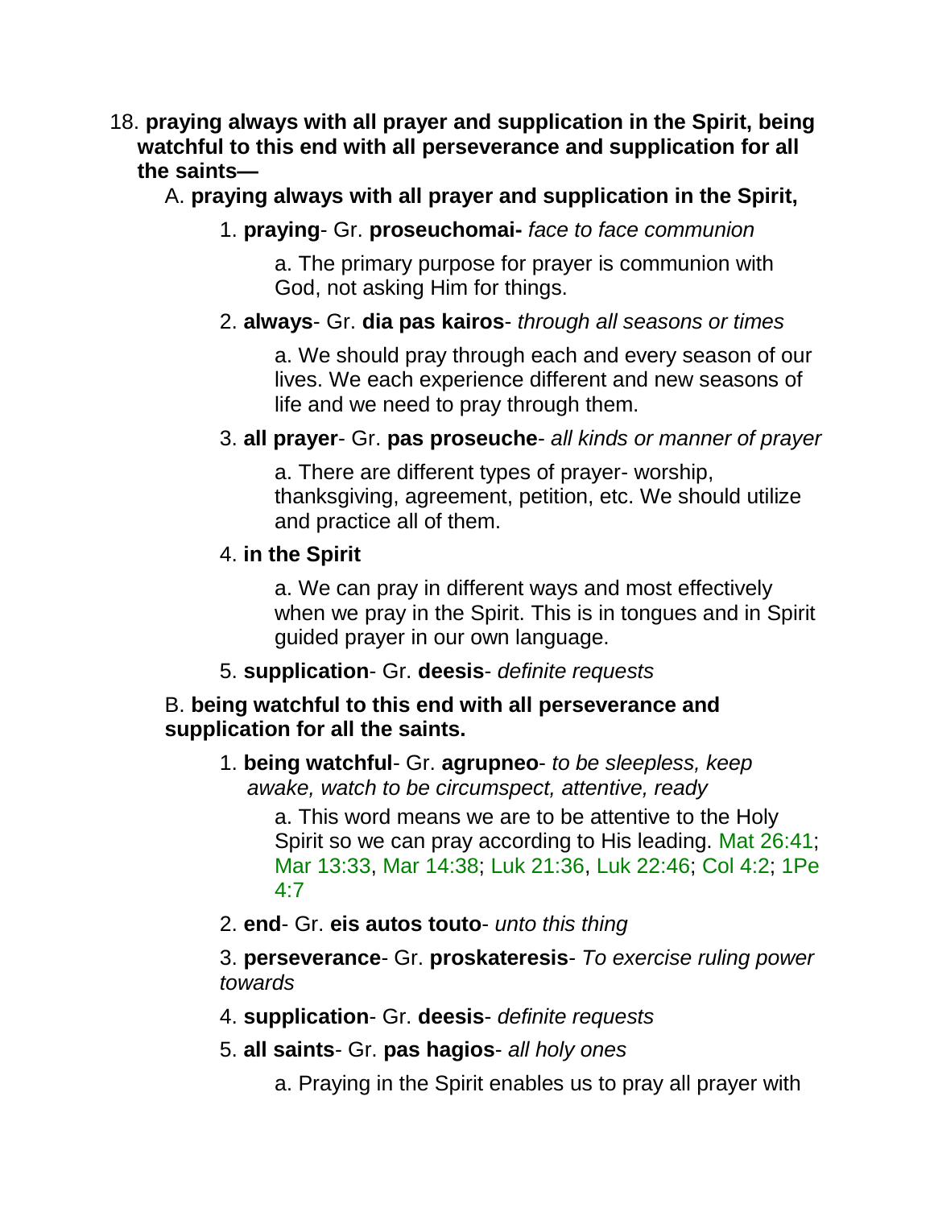18. **praying always with all prayer and supplication in the Spirit, being watchful to this end with all perseverance and supplication for all the saints—**

   A. **praying always with all prayer and supplication in the Spirit,**

      1. **praying**- Gr. **proseuchomai-** *face to face communion*

         a. The primary purpose for prayer is communion with God, not asking Him for things.

      2. **always**- Gr. **dia pas kairos**- *through all seasons or times*

         a. We should pray through each and every season of our lives. We each experience different and new seasons of life and we need to pray through them.

      3. **all prayer**- Gr. **pas proseuche**- *all kinds or manner of prayer*

         a. There are different types of prayer- worship, thanksgiving, agreement, petition, etc. We should utilize and practice all of them.

      4. **in the Spirit**

         a. We can pray in different ways and most effectively when we pray in the Spirit. This is in tongues and in Spirit guided prayer in our own language.

      5. **supplication**- Gr. **deesis**- *definite requests*

   B. **being watchful to this end with all perseverance and supplication for all the saints.**

      1. **being watchful**- Gr. **agrupneo**- *to be sleepless, keep awake, watch to be circumspect, attentive, ready*

         a. This word means we are to be attentive to the Holy Spirit so we can pray according to His leading. Mat 26:41; Mar 13:33, Mar 14:38; Luk 21:36, Luk 22:46; Col 4:2; 1Pe 4:7

      2. **end**- Gr. **eis autos touto**- *unto this thing*

      3. **perseverance**- Gr. **proskateresis**- *To exercise ruling power towards*

      4. **supplication**- Gr. **deesis**- *definite requests*

      5. **all saints**- Gr. **pas hagios**- *all holy ones*

         a. Praying in the Spirit enables us to pray all prayer with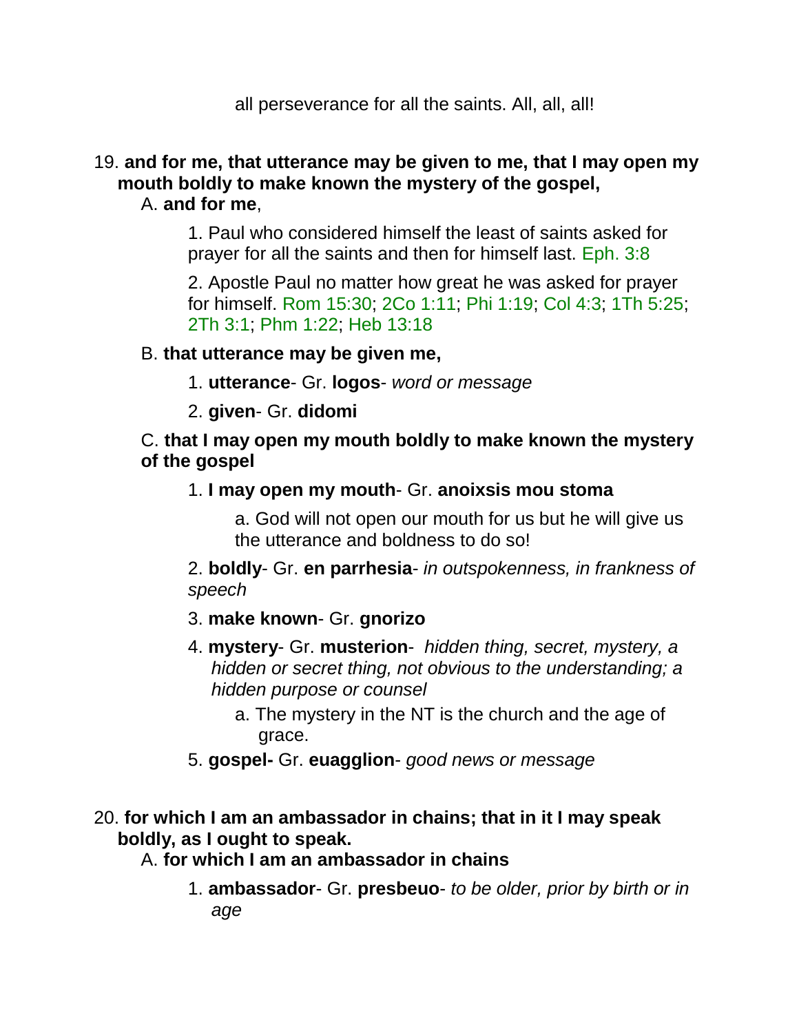all perseverance for all the saints. All, all, all!

19. **and for me, that utterance may be given to me, that I may open my mouth boldly to make known the mystery of the gospel,**

A. **and for me**,

1. Paul who considered himself the least of saints asked for prayer for all the saints and then for himself last. Eph. 3:8

2. Apostle Paul no matter how great he was asked for prayer for himself. Rom 15:30; 2Co 1:11; Phi 1:19; Col 4:3; 1Th 5:25; 2Th 3:1; Phm 1:22; Heb 13:18

B. **that utterance may be given me,**

1. **utterance**- Gr. **logos**- *word or message*

2. **given**- Gr. **didomi**

C. **that I may open my mouth boldly to make known the mystery of the gospel**

1. **I may open my mouth**- Gr. **anoixsis mou stoma**

a. God will not open our mouth for us but he will give us the utterance and boldness to do so!

2. **boldly**- Gr. **en parrhesia**- *in outspokenness, in frankness of speech*

3. **make known**- Gr. **gnorizo**

4. **mystery**- Gr. **musterion**- *hidden thing, secret, mystery, a hidden or secret thing, not obvious to the understanding; a hidden purpose or counsel*

a. The mystery in the NT is the church and the age of grace.

5. **gospel-** Gr. **euagglion**- *good news or message*

20. **for which I am an ambassador in chains; that in it I may speak boldly, as I ought to speak.**

A. **for which I am an ambassador in chains**

1. **ambassador**- Gr. **presbeuo**- *to be older, prior by birth or in age*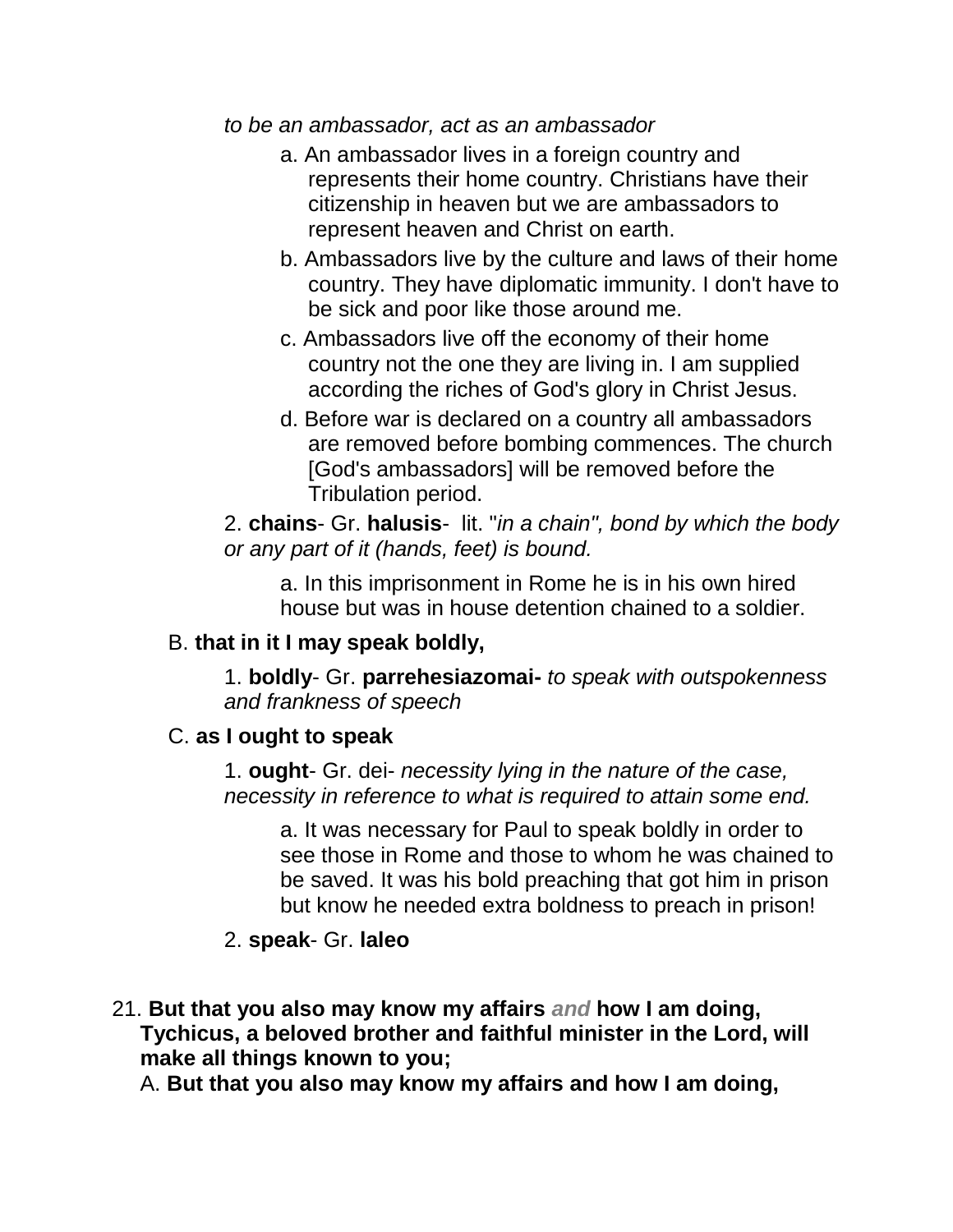*to be an ambassador, act as an ambassador*

a. An ambassador lives in a foreign country and represents their home country. Christians have their citizenship in heaven but we are ambassadors to represent heaven and Christ on earth.

b. Ambassadors live by the culture and laws of their home country. They have diplomatic immunity. I don't have to be sick and poor like those around me.

c. Ambassadors live off the economy of their home country not the one they are living in. I am supplied according the riches of God's glory in Christ Jesus.

d. Before war is declared on a country all ambassadors are removed before bombing commences. The church [God's ambassadors] will be removed before the Tribulation period.

2. **chains**- Gr. **halusis**- lit. "*in a chain", bond by which the body or any part of it (hands, feet) is bound.*

a. In this imprisonment in Rome he is in his own hired house but was in house detention chained to a soldier.

B. **that in it I may speak boldly,**

1. **boldly**- Gr. **parrehesiazomai-** *to speak with outspokenness and frankness of speech*

C. **as I ought to speak**

1. **ought**- Gr. dei- *necessity lying in the nature of the case, necessity in reference to what is required to attain some end.*

a. It was necessary for Paul to speak boldly in order to see those in Rome and those to whom he was chained to be saved. It was his bold preaching that got him in prison but know he needed extra boldness to preach in prison!

2. **speak**- Gr. **laleo**

21. **But that you also may know my affairs *and* how I am doing, Tychicus, a beloved brother and faithful minister in the Lord, will make all things known to you;**

A. **But that you also may know my affairs and how I am doing,**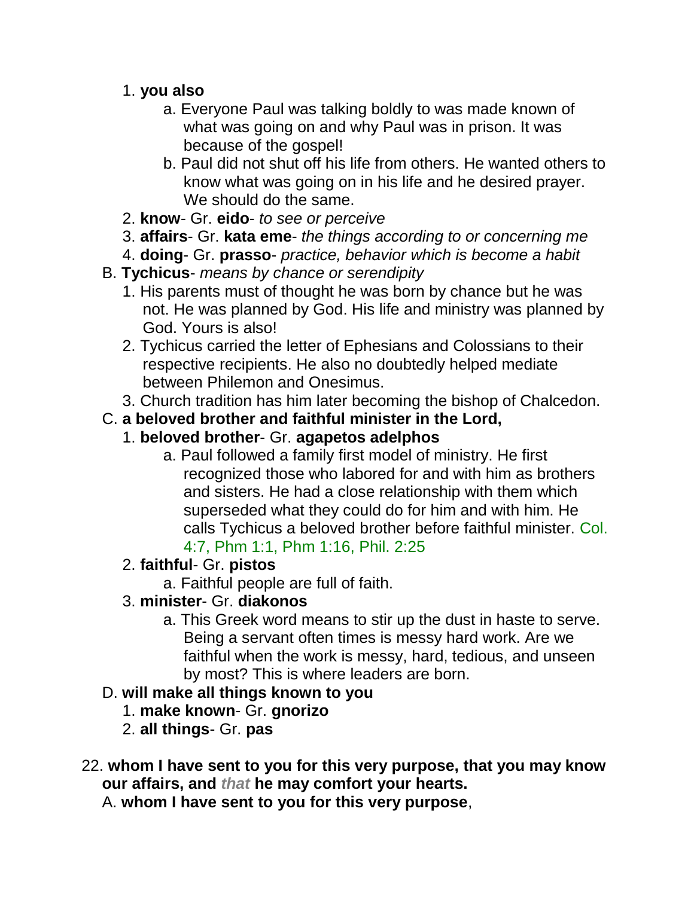1. **you also**
    a. Everyone Paul was talking boldly to was made known of what was going on and why Paul was in prison. It was because of the gospel!
    b. Paul did not shut off his life from others. He wanted others to know what was going on in his life and he desired prayer. We should do the same.
2. **know**- Gr. **eido**- *to see or perceive*
3. **affairs**- Gr. **kata eme**- *the things according to or concerning me*
4. **doing**- Gr. **prasso**- *practice, behavior which is become a habit*

B. **Tychicus**- *means by chance or serendipity*

1. His parents must of thought he was born by chance but he was not. He was planned by God. His life and ministry was planned by God. Yours is also!
2. Tychicus carried the letter of Ephesians and Colossians to their respective recipients. He also no doubtedly helped mediate between Philemon and Onesimus.
3. Church tradition has him later becoming the bishop of Chalcedon.

C. **a beloved brother and faithful minister in the Lord,**

1. **beloved brother**- Gr. **agapetos adelphos**
    a. Paul followed a family first model of ministry. He first recognized those who labored for and with him as brothers and sisters. He had a close relationship with them which superseded what they could do for him and with him. He calls Tychicus a beloved brother before faithful minister. Col. 4:7, Phm 1:1, Phm 1:16, Phil. 2:25
2. **faithful**- Gr. **pistos**
    a. Faithful people are full of faith.
3. **minister**- Gr. **diakonos**
    a. This Greek word means to stir up the dust in haste to serve. Being a servant often times is messy hard work. Are we faithful when the work is messy, hard, tedious, and unseen by most? This is where leaders are born.

D. **will make all things known to you**

1. **make known**- Gr. **gnorizo**
2. **all things**- Gr. **pas**

22. **whom I have sent to you for this very purpose, that you may know our affairs, and *that* he may comfort your hearts.**

A. **whom I have sent to you for this very purpose**,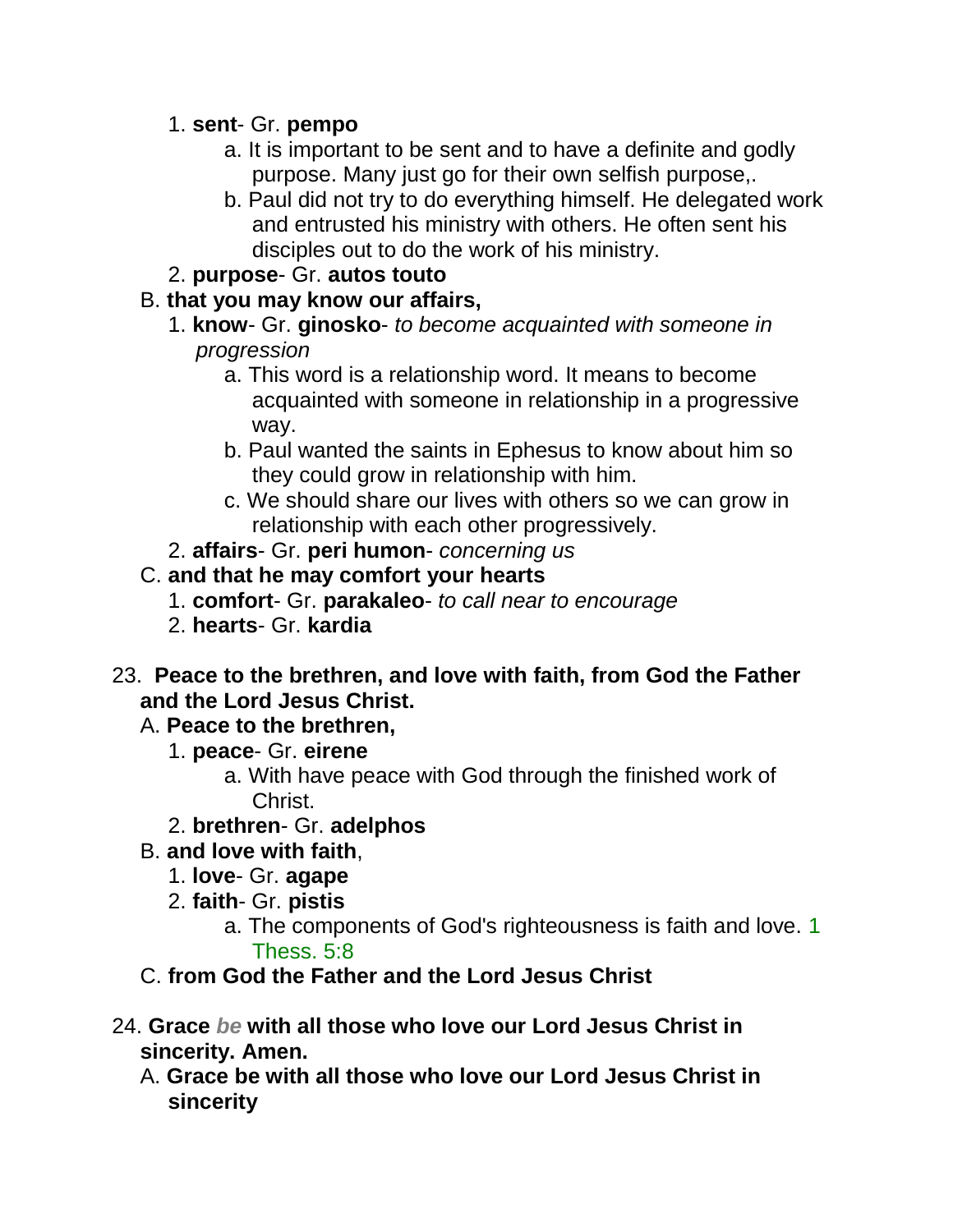1. **sent**- Gr. **pempo**
    a. It is important to be sent and to have a definite and godly purpose. Many just go for their own selfish purpose,.
    b. Paul did not try to do everything himself. He delegated work and entrusted his ministry with others. He often sent his disciples out to do the work of his ministry.
2. **purpose**- Gr. **autos touto**

B. **that you may know our affairs,**

1. **know**- Gr. **ginosko**- *to become acquainted with someone in progression*
    a. This word is a relationship word. It means to become acquainted with someone in relationship in a progressive way.
    b. Paul wanted the saints in Ephesus to know about him so they could grow in relationship with him.
    c. We should share our lives with others so we can grow in relationship with each other progressively.
2. **affairs**- Gr. **peri humon**- *concerning us*

C. **and that he may comfort your hearts**

1. **comfort**- Gr. **parakaleo**- *to call near to encourage*
2. **hearts**- Gr. **kardia**

23. **Peace to the brethren, and love with faith, from God the Father and the Lord Jesus Christ.**

A. **Peace to the brethren,**

1. **peace**- Gr. **eirene**
    a. With have peace with God through the finished work of Christ.
2. **brethren**- Gr. **adelphos**

B. **and love with faith**,

1. **love**- Gr. **agape**
2. **faith**- Gr. **pistis**
    a. The components of God's righteousness is faith and love. 1 Thess. 5:8

C. **from God the Father and the Lord Jesus Christ**

24. **Grace *be* with all those who love our Lord Jesus Christ in sincerity. Amen.**

A. **Grace be with all those who love our Lord Jesus Christ in sincerity**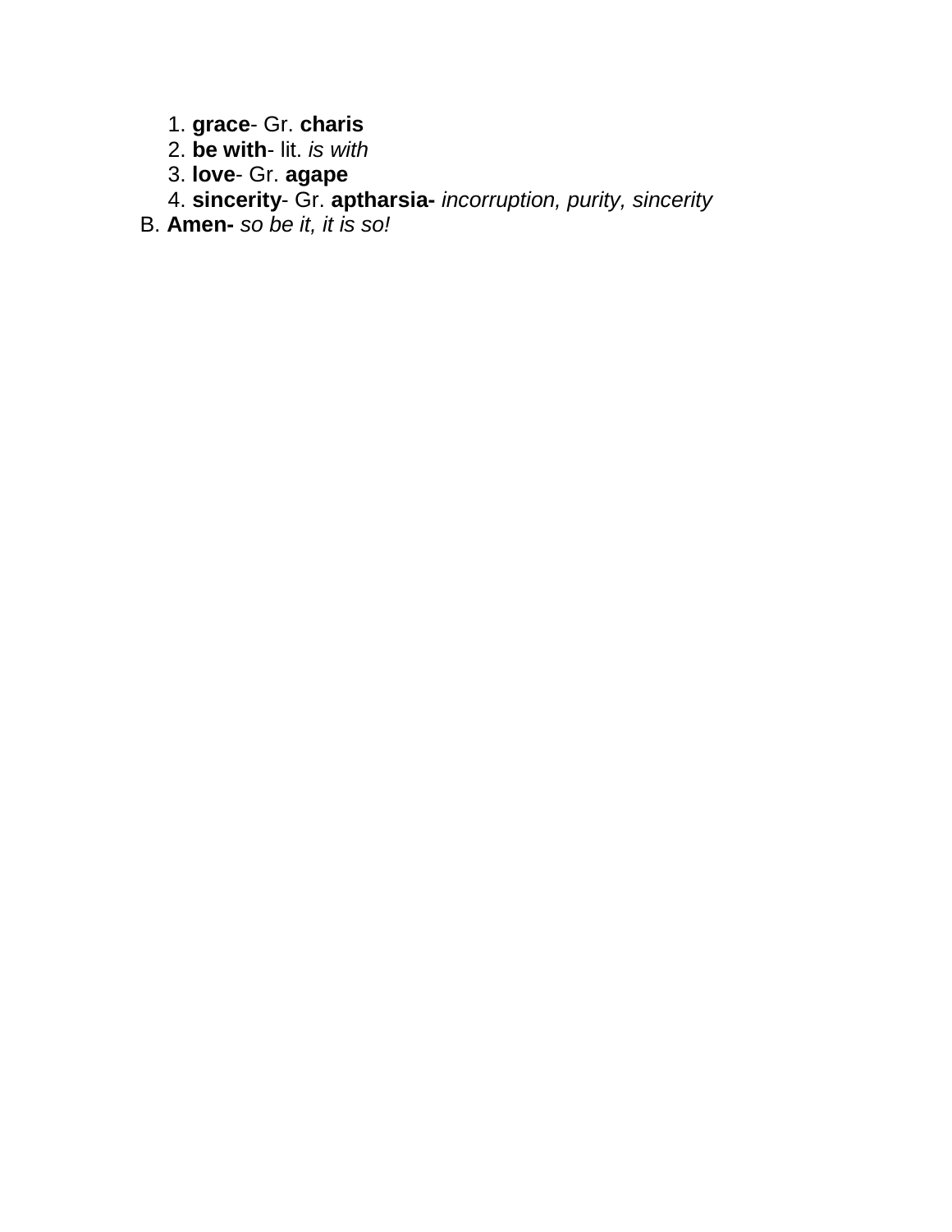1. **grace**- Gr. **charis**
2. **be with**- lit. *is with*
3. **love**- Gr. **agape**
4. **sincerity**- Gr. **aptharsia-** *incorruption, purity, sincerity*

B. **Amen-** *so be it, it is so!*